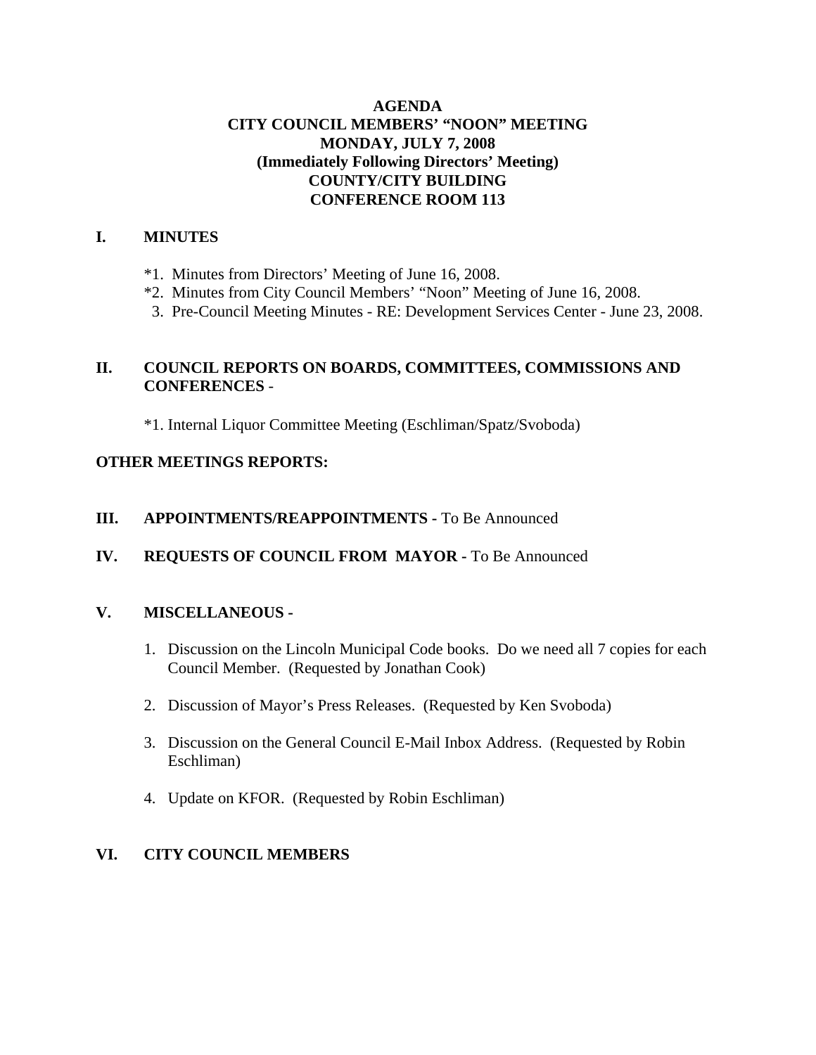# AGENDA
# CITY COUNCIL MEMBERS' "NOON" MEETING
# MONDAY, JULY 7, 2008
# (Immediately Following Directors' Meeting)
# COUNTY/CITY BUILDING
# CONFERENCE ROOM 113

## I. MINUTES

*1. Minutes from Directors' Meeting of June 16, 2008.
*2. Minutes from City Council Members' "Noon" Meeting of June 16, 2008.
3. Pre-Council Meeting Minutes - RE: Development Services Center - June 23, 2008.

## II. COUNCIL REPORTS ON BOARDS, COMMITTEES, COMMISSIONS AND CONFERENCES -

*1. Internal Liquor Committee Meeting (Eschliman/Spatz/Svoboda)

## OTHER MEETINGS REPORTS:

## III. APPOINTMENTS/REAPPOINTMENTS - To Be Announced

## IV. REQUESTS OF COUNCIL FROM MAYOR - To Be Announced

## V. MISCELLANEOUS -

1. Discussion on the Lincoln Municipal Code books. Do we need all 7 copies for each Council Member. (Requested by Jonathan Cook)

2. Discussion of Mayor's Press Releases. (Requested by Ken Svoboda)

3. Discussion on the General Council E-Mail Inbox Address. (Requested by Robin Eschliman)

4. Update on KFOR. (Requested by Robin Eschliman)

## VI. CITY COUNCIL MEMBERS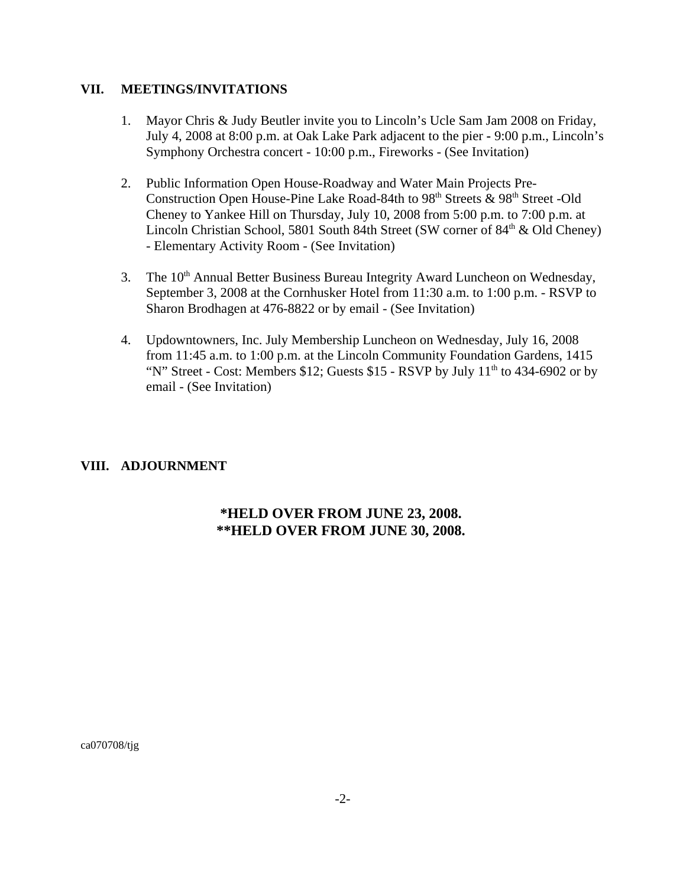## VII. MEETINGS/INVITATIONS

1. Mayor Chris & Judy Beutler invite you to Lincoln's Ucle Sam Jam 2008 on Friday, July 4, 2008 at 8:00 p.m. at Oak Lake Park adjacent to the pier - 9:00 p.m., Lincoln's Symphony Orchestra concert - 10:00 p.m., Fireworks - (See Invitation)

2. Public Information Open House-Roadway and Water Main Projects Pre-Construction Open House-Pine Lake Road-84th to 98th Streets & 98th Street -Old Cheney to Yankee Hill on Thursday, July 10, 2008 from 5:00 p.m. to 7:00 p.m. at Lincoln Christian School, 5801 South 84th Street (SW corner of 84th & Old Cheney) - Elementary Activity Room - (See Invitation)

3. The 10th Annual Better Business Bureau Integrity Award Luncheon on Wednesday, September 3, 2008 at the Cornhusker Hotel from 11:30 a.m. to 1:00 p.m. - RSVP to Sharon Brodhagen at 476-8822 or by email - (See Invitation)

4. Updowntowners, Inc. July Membership Luncheon on Wednesday, July 16, 2008 from 11:45 a.m. to 1:00 p.m. at the Lincoln Community Foundation Gardens, 1415 "N" Street - Cost: Members $12; Guests $15 - RSVP by July 11th to 434-6902 or by email - (See Invitation)

## VIII. ADJOURNMENT

**\*HELD OVER FROM JUNE 23, 2008.**
**\*\*HELD OVER FROM JUNE 30, 2008.**

ca070708/tjg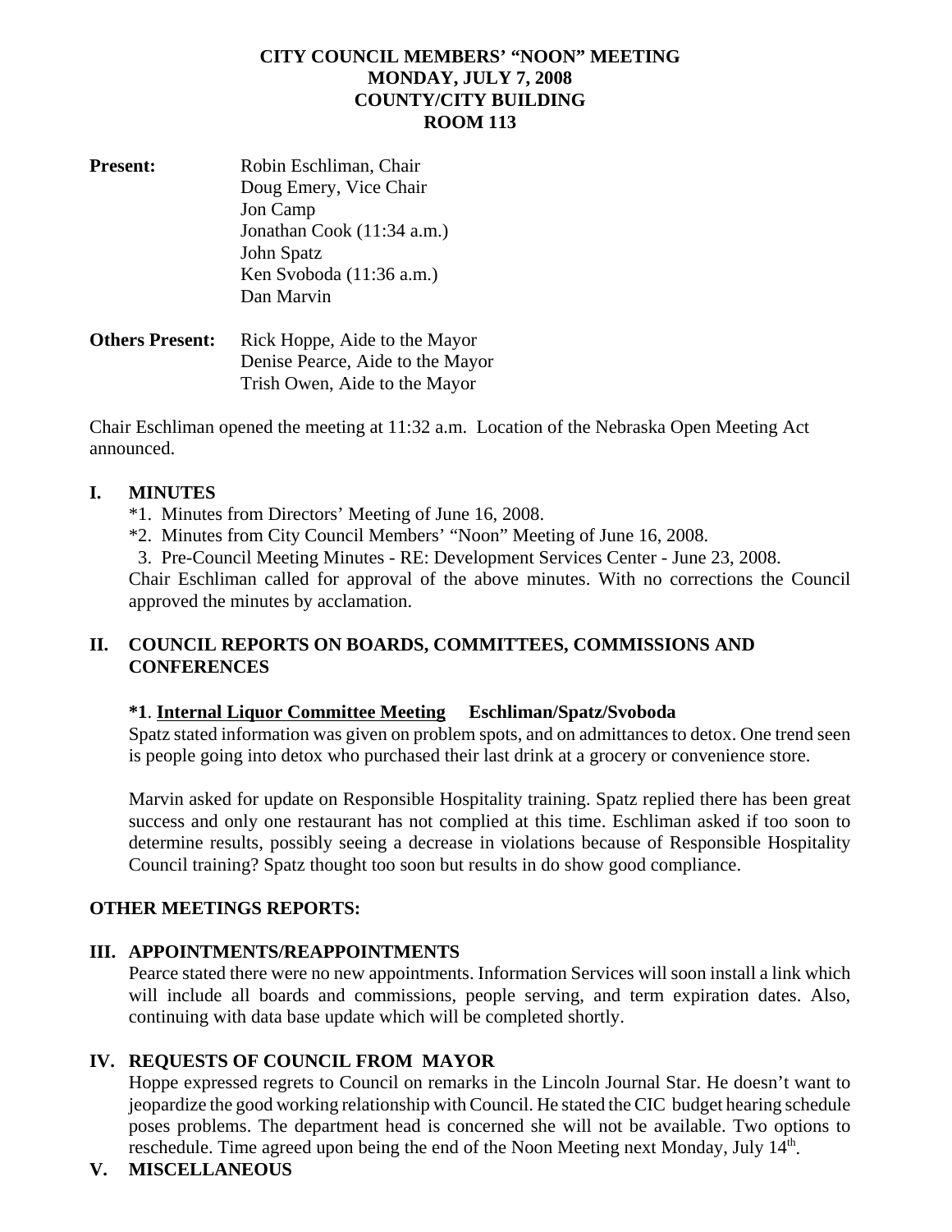**CITY COUNCIL MEMBERS' "NOON" MEETING**
**MONDAY, JULY 7, 2008**
**COUNTY/CITY BUILDING**
**ROOM 113**

**Present:** Robin Eschliman, Chair
Doug Emery, Vice Chair
Jon Camp
Jonathan Cook (11:34 a.m.)
John Spatz
Ken Svoboda (11:36 a.m.)
Dan Marvin

**Others Present:** Rick Hoppe, Aide to the Mayor
Denise Pearce, Aide to the Mayor
Trish Owen, Aide to the Mayor

Chair Eschliman opened the meeting at 11:32 a.m. Location of the Nebraska Open Meeting Act announced.

## I. MINUTES

*1. Minutes from Directors' Meeting of June 16, 2008.
*2. Minutes from City Council Members' "Noon" Meeting of June 16, 2008.
3. Pre-Council Meeting Minutes - RE: Development Services Center - June 23, 2008.

Chair Eschliman called for approval of the above minutes. With no corrections the Council approved the minutes by acclamation.

## II. COUNCIL REPORTS ON BOARDS, COMMITTEES, COMMISSIONS AND CONFERENCES

**\*1. <u>Internal Liquor Committee Meeting</u> Eschliman/Spatz/Svoboda**

Spatz stated information was given on problem spots, and on admittances to detox. One trend seen is people going into detox who purchased their last drink at a grocery or convenience store.

Marvin asked for update on Responsible Hospitality training. Spatz replied there has been great success and only one restaurant has not complied at this time. Eschliman asked if too soon to determine results, possibly seeing a decrease in violations because of Responsible Hospitality Council training? Spatz thought too soon but results in do show good compliance.

**OTHER MEETINGS REPORTS:**

## III. APPOINTMENTS/REAPPOINTMENTS

Pearce stated there were no new appointments. Information Services will soon install a link which will include all boards and commissions, people serving, and term expiration dates. Also, continuing with data base update which will be completed shortly.

## IV. REQUESTS OF COUNCIL FROM MAYOR

Hoppe expressed regrets to Council on remarks in the Lincoln Journal Star. He doesn't want to jeopardize the good working relationship with Council. He stated the CIC budget hearing schedule poses problems. The department head is concerned she will not be available. Two options to reschedule. Time agreed upon being the end of the Noon Meeting next Monday, July 14th.

## V. MISCELLANEOUS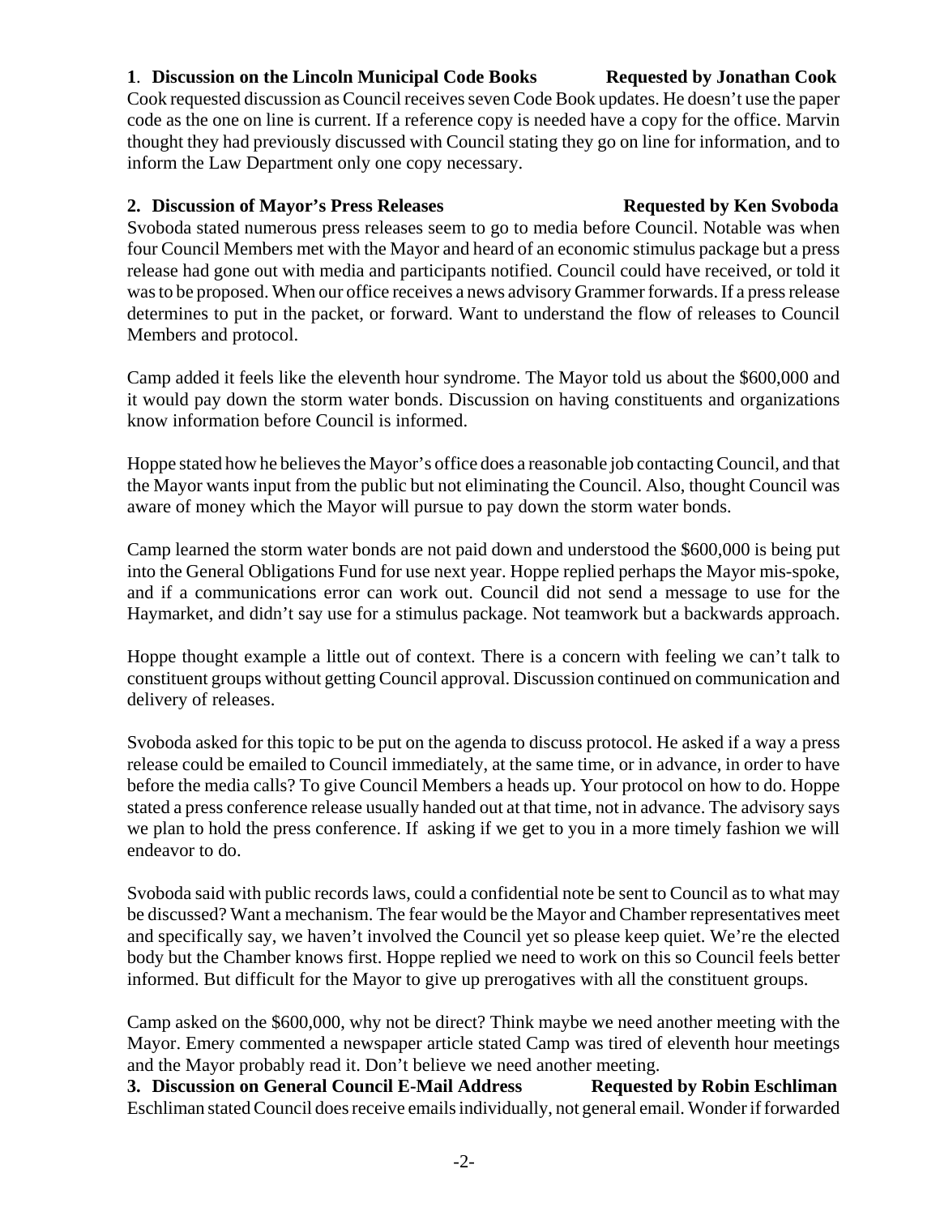**1. Discussion on the Lincoln Municipal Code Books Requested by Jonathan Cook**
Cook requested discussion as Council receives seven Code Book updates. He doesn't use the paper code as the one on line is current. If a reference copy is needed have a copy for the office. Marvin thought they had previously discussed with Council stating they go on line for information, and to inform the Law Department only one copy necessary.

**2. Discussion of Mayor's Press Releases Requested by Ken Svoboda**
Svoboda stated numerous press releases seem to go to media before Council. Notable was when four Council Members met with the Mayor and heard of an economic stimulus package but a press release had gone out with media and participants notified. Council could have received, or told it was to be proposed. When our office receives a news advisory Grammer forwards. If a press release determines to put in the packet, or forward. Want to understand the flow of releases to Council Members and protocol.

Camp added it feels like the eleventh hour syndrome. The Mayor told us about the $600,000 and it would pay down the storm water bonds. Discussion on having constituents and organizations know information before Council is informed.

Hoppe stated how he believes the Mayor's office does a reasonable job contacting Council, and that the Mayor wants input from the public but not eliminating the Council. Also, thought Council was aware of money which the Mayor will pursue to pay down the storm water bonds.

Camp learned the storm water bonds are not paid down and understood the $600,000 is being put into the General Obligations Fund for use next year. Hoppe replied perhaps the Mayor mis-spoke, and if a communications error can work out. Council did not send a message to use for the Haymarket, and didn't say use for a stimulus package. Not teamwork but a backwards approach.

Hoppe thought example a little out of context. There is a concern with feeling we can't talk to constituent groups without getting Council approval. Discussion continued on communication and delivery of releases.

Svoboda asked for this topic to be put on the agenda to discuss protocol. He asked if a way a press release could be emailed to Council immediately, at the same time, or in advance, in order to have before the media calls? To give Council Members a heads up. Your protocol on how to do. Hoppe stated a press conference release usually handed out at that time, not in advance. The advisory says we plan to hold the press conference. If asking if we get to you in a more timely fashion we will endeavor to do.

Svoboda said with public records laws, could a confidential note be sent to Council as to what may be discussed? Want a mechanism. The fear would be the Mayor and Chamber representatives meet and specifically say, we haven't involved the Council yet so please keep quiet. We're the elected body but the Chamber knows first. Hoppe replied we need to work on this so Council feels better informed. But difficult for the Mayor to give up prerogatives with all the constituent groups.

Camp asked on the $600,000, why not be direct? Think maybe we need another meeting with the Mayor. Emery commented a newspaper article stated Camp was tired of eleventh hour meetings and the Mayor probably read it. Don't believe we need another meeting.

**3. Discussion on General Council E-Mail Address Requested by Robin Eschliman**
Eschliman stated Council does receive emails individually, not general email. Wonder if forwarded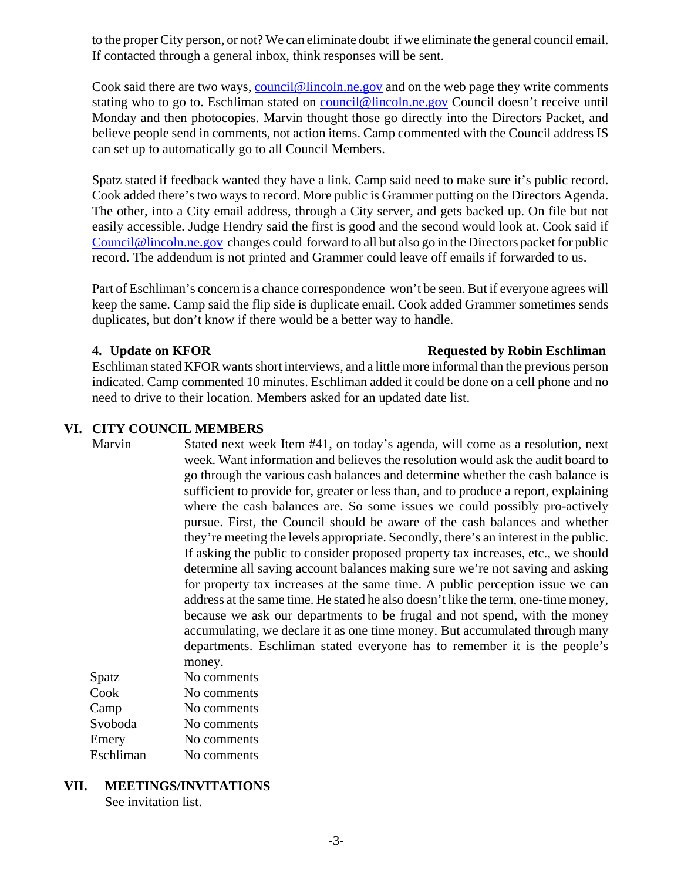to the proper City person, or not? We can eliminate doubt if we eliminate the general council email. If contacted through a general inbox, think responses will be sent.

Cook said there are two ways, council@lincoln.ne.gov and on the web page they write comments stating who to go to. Eschliman stated on council@lincoln.ne.gov Council doesn't receive until Monday and then photocopies. Marvin thought those go directly into the Directors Packet, and believe people send in comments, not action items. Camp commented with the Council address IS can set up to automatically go to all Council Members.

Spatz stated if feedback wanted they have a link. Camp said need to make sure it's public record. Cook added there's two ways to record. More public is Grammer putting on the Directors Agenda. The other, into a City email address, through a City server, and gets backed up. On file but not easily accessible. Judge Hendry said the first is good and the second would look at. Cook said if Council@lincoln.ne.gov changes could forward to all but also go in the Directors packet for public record. The addendum is not printed and Grammer could leave off emails if forwarded to us.

Part of Eschliman's concern is a chance correspondence won't be seen. But if everyone agrees will keep the same. Camp said the flip side is duplicate email. Cook added Grammer sometimes sends duplicates, but don't know if there would be a better way to handle.

**4. Update on KFOR** **Requested by Robin Eschliman**

Eschliman stated KFOR wants short interviews, and a little more informal than the previous person indicated. Camp commented 10 minutes. Eschliman added it could be done on a cell phone and no need to drive to their location. Members asked for an updated date list.

## VI. CITY COUNCIL MEMBERS

| | |
|---|---|
| Marvin | Stated next week Item #41, on today's agenda, will come as a resolution, next week. Want information and believes the resolution would ask the audit board to go through the various cash balances and determine whether the cash balance is sufficient to provide for, greater or less than, and to produce a report, explaining where the cash balances are. So some issues we could possibly pro-actively pursue. First, the Council should be aware of the cash balances and whether they're meeting the levels appropriate. Secondly, there's an interest in the public. If asking the public to consider proposed property tax increases, etc., we should determine all saving account balances making sure we're not saving and asking for property tax increases at the same time. A public perception issue we can address at the same time. He stated he also doesn't like the term, one-time money, because we ask our departments to be frugal and not spend, with the money accumulating, we declare it as one time money. But accumulated through many departments. Eschliman stated everyone has to remember it is the people's money. |
| Spatz | No comments |
| Cook | No comments |
| Camp | No comments |
| Svoboda | No comments |
| Emery | No comments |
| Eschliman | No comments |

## VII. MEETINGS/INVITATIONS

See invitation list.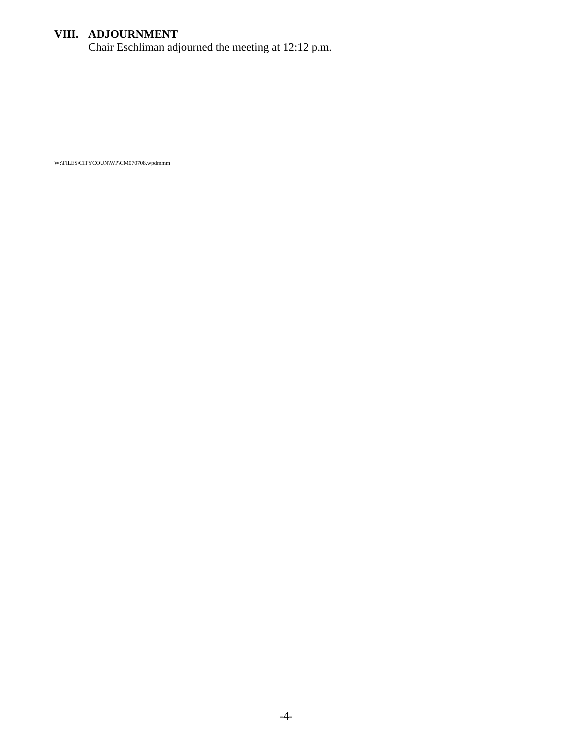## VIII. ADJOURNMENT

Chair Eschliman adjourned the meeting at 12:12 p.m.

W:\FILES\CITYCOUN\WP\CM070708.wpdmmm